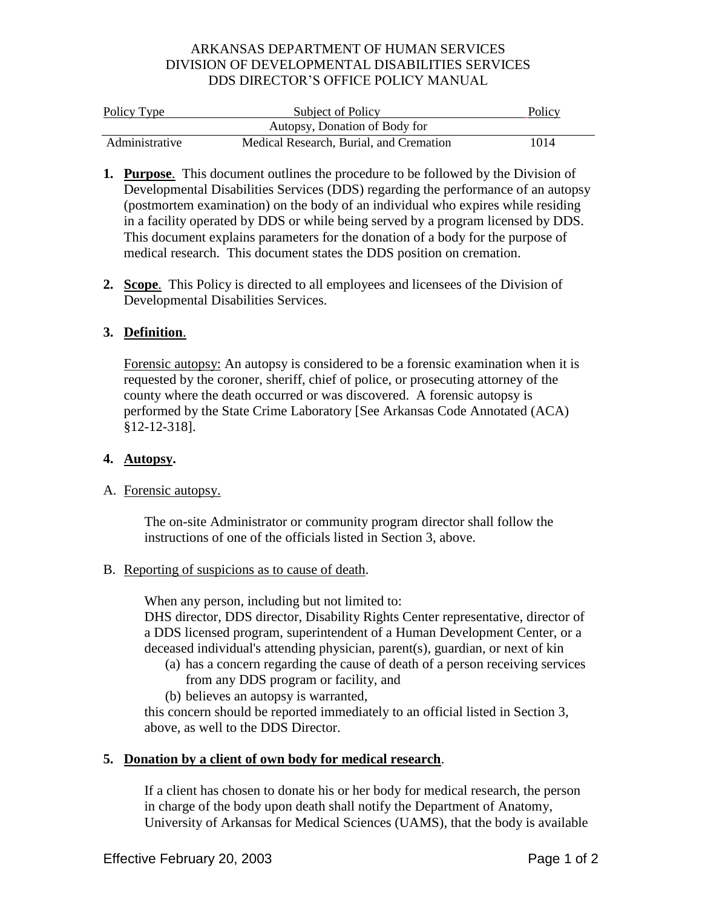ARKANSAS DEPARTMENT OF HUMAN SERVICES
DIVISION OF DEVELOPMENTAL DISABILITIES SERVICES
DDS DIRECTOR'S OFFICE POLICY MANUAL

| Policy Type | Subject of Policy | Policy |
|---|---|---|
| Administrative | Autopsy, Donation of Body for Medical Research, Burial, and Cremation | 1014 |

1. **Purpose**. This document outlines the procedure to be followed by the Division of Developmental Disabilities Services (DDS) regarding the performance of an autopsy (postmortem examination) on the body of an individual who expires while residing in a facility operated by DDS or while being served by a program licensed by DDS. This document explains parameters for the donation of a body for the purpose of medical research. This document states the DDS position on cremation.

2. **Scope**. This Policy is directed to all employees and licensees of the Division of Developmental Disabilities Services.

3. **Definition**.

   Forensic autopsy: An autopsy is considered to be a forensic examination when it is requested by the coroner, sheriff, chief of police, or prosecuting attorney of the county where the death occurred or was discovered. A forensic autopsy is performed by the State Crime Laboratory [See Arkansas Code Annotated (ACA) §12-12-318].

4. **Autopsy.**

A. Forensic autopsy.

The on-site Administrator or community program director shall follow the instructions of one of the officials listed in Section 3, above.

B. Reporting of suspicions as to cause of death.

When any person, including but not limited to:
DHS director, DDS director, Disability Rights Center representative, director of a DDS licensed program, superintendent of a Human Development Center, or a deceased individual's attending physician, parent(s), guardian, or next of kin

- (a) has a concern regarding the cause of death of a person receiving services from any DDS program or facility, and
- (b) believes an autopsy is warranted,

this concern should be reported immediately to an official listed in Section 3, above, as well to the DDS Director.

5. **Donation by a client of own body for medical research**.

If a client has chosen to donate his or her body for medical research, the person in charge of the body upon death shall notify the Department of Anatomy, University of Arkansas for Medical Sciences (UAMS), that the body is available

Effective February 20, 2003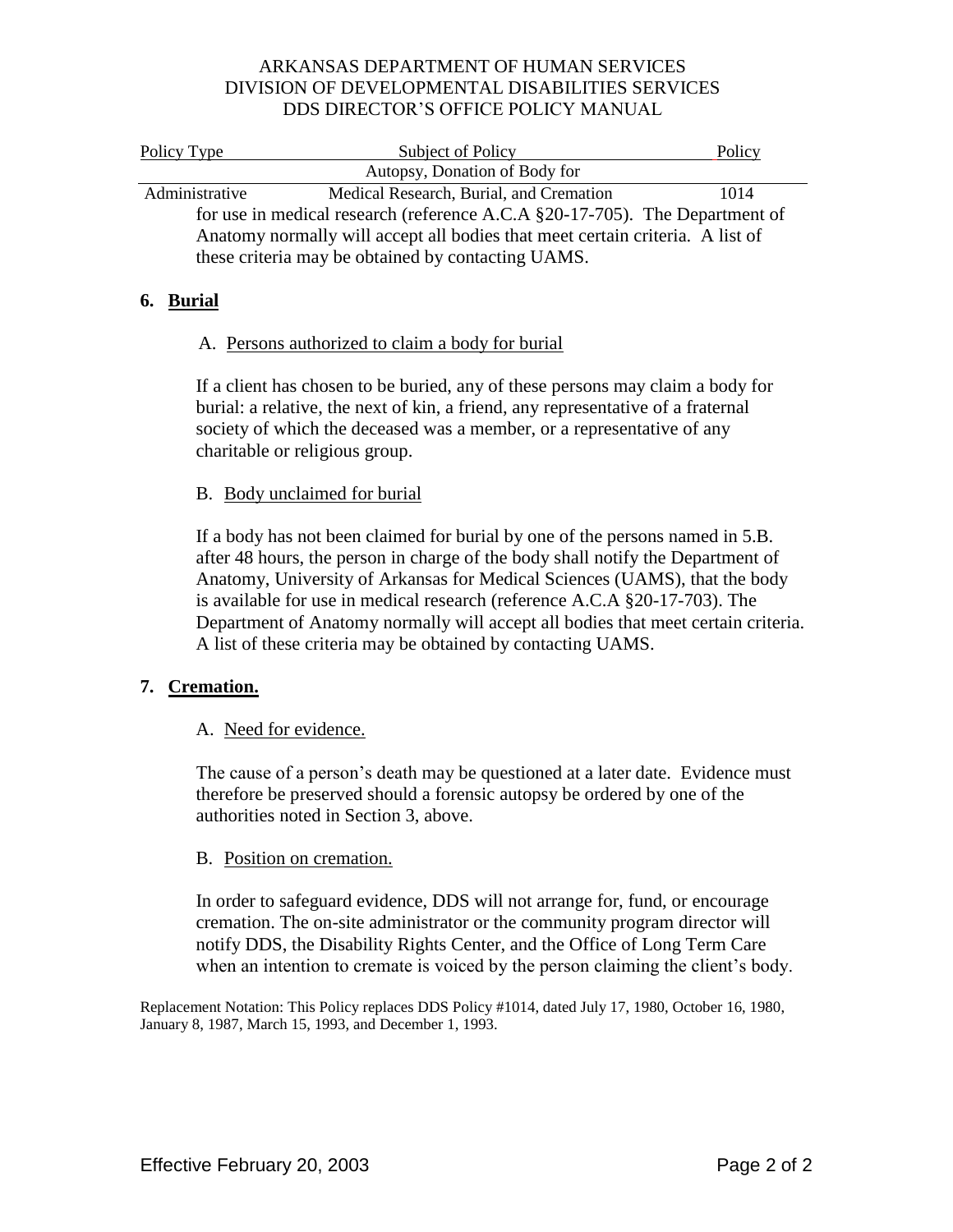| Policy Type | Subject of Policy | Policy |
|---|---|---|
| Administrative | Autopsy, Donation of Body for Medical Research, Burial, and Cremation | 1014 |

for use in medical research (reference A.C.A §20-17-705). The Department of Anatomy normally will accept all bodies that meet certain criteria. A list of these criteria may be obtained by contacting UAMS.

**6. Burial**

A. Persons authorized to claim a body for burial

If a client has chosen to be buried, any of these persons may claim a body for burial: a relative, the next of kin, a friend, any representative of a fraternal society of which the deceased was a member, or a representative of any charitable or religious group.

B. Body unclaimed for burial

If a body has not been claimed for burial by one of the persons named in 5.B. after 48 hours, the person in charge of the body shall notify the Department of Anatomy, University of Arkansas for Medical Sciences (UAMS), that the body is available for use in medical research (reference A.C.A §20-17-703). The Department of Anatomy normally will accept all bodies that meet certain criteria. A list of these criteria may be obtained by contacting UAMS.

**7. Cremation.**

A. Need for evidence.

The cause of a person's death may be questioned at a later date. Evidence must therefore be preserved should a forensic autopsy be ordered by one of the authorities noted in Section 3, above.

B. Position on cremation.

In order to safeguard evidence, DDS will not arrange for, fund, or encourage cremation. The on-site administrator or the community program director will notify DDS, the Disability Rights Center, and the Office of Long Term Care when an intention to cremate is voiced by the person claiming the client's body.

Replacement Notation: This Policy replaces DDS Policy #1014, dated July 17, 1980, October 16, 1980, January 8, 1987, March 15, 1993, and December 1, 1993.

Effective February 20, 2003